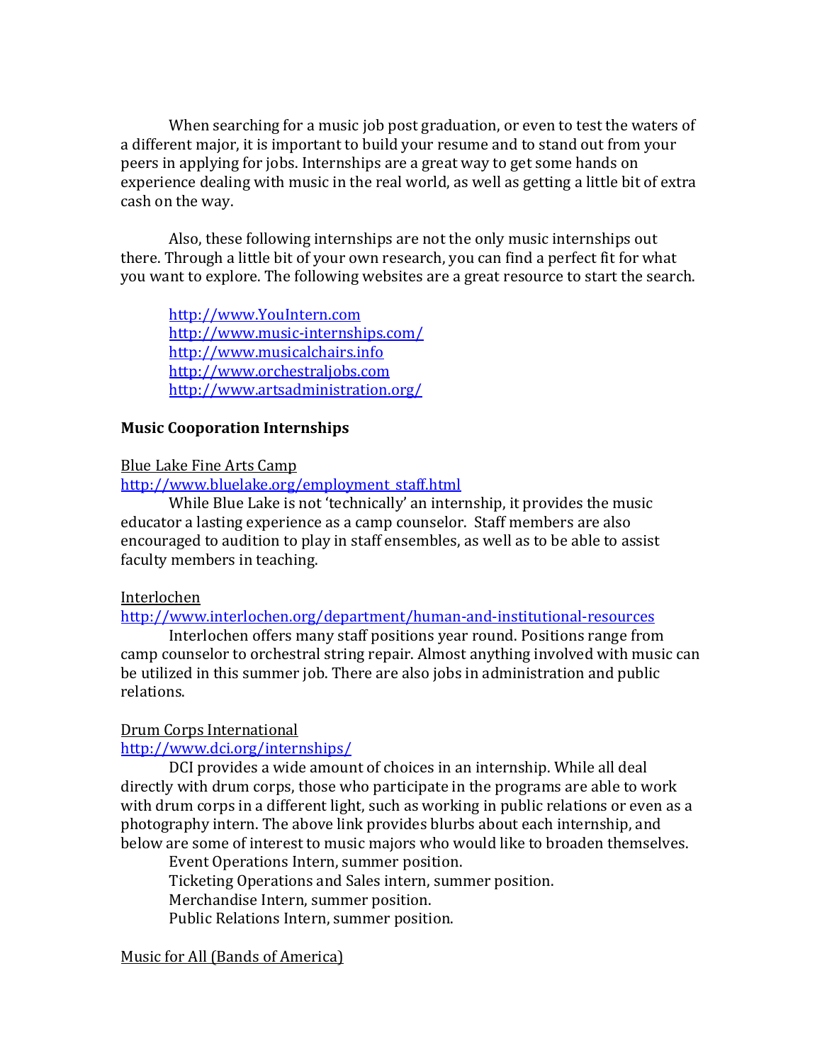When searching for a music job post graduation, or even to test the waters of a different major, it is important to build your resume and to stand out from your peers in applying for jobs. Internships are a great way to get some hands on experience dealing with music in the real world, as well as getting a little bit of extra cash on the way.

Also, these following internships are not the only music internships out there. Through a little bit of your own research, you can find a perfect fit for what you want to explore. The following websites are a great resource to start the search.

http://www.YouIntern.com
http://www.music-internships.com/
http://www.musicalchairs.info
http://www.orchestraljobs.com
http://www.artsadministration.org/

**Music Cooporation Internships**

Blue Lake Fine Arts Camp
http://www.bluelake.org/employment_staff.html

While Blue Lake is not 'technically' an internship, it provides the music educator a lasting experience as a camp counselor. Staff members are also encouraged to audition to play in staff ensembles, as well as to be able to assist faculty members in teaching.

Interlochen
http://www.interlochen.org/department/human-and-institutional-resources

Interlochen offers many staff positions year round. Positions range from camp counselor to orchestral string repair. Almost anything involved with music can be utilized in this summer job. There are also jobs in administration and public relations.

Drum Corps International
http://www.dci.org/internships/

DCI provides a wide amount of choices in an internship. While all deal directly with drum corps, those who participate in the programs are able to work with drum corps in a different light, such as working in public relations or even as a photography intern. The above link provides blurbs about each internship, and below are some of interest to music majors who would like to broaden themselves.

Event Operations Intern, summer position.
Ticketing Operations and Sales intern, summer position.
Merchandise Intern, summer position.
Public Relations Intern, summer position.

Music for All (Bands of America)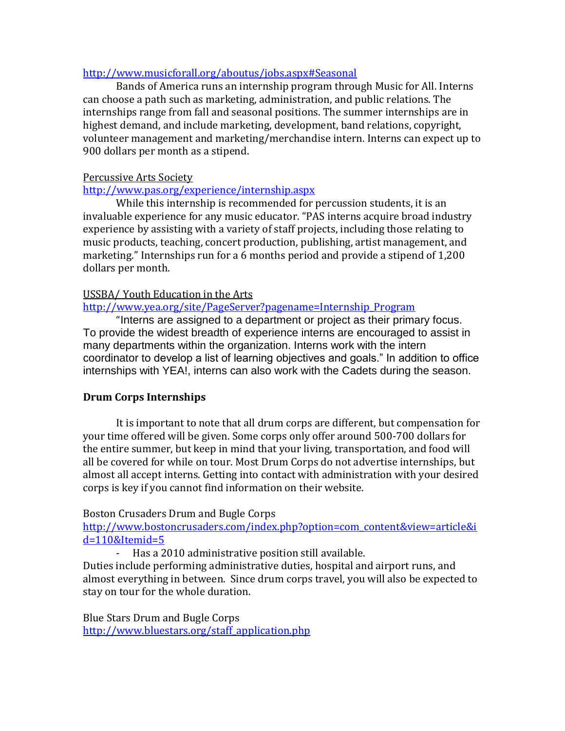http://www.musicforall.org/aboutus/jobs.aspx#Seasonal

Bands of America runs an internship program through Music for All. Interns can choose a path such as marketing, administration, and public relations. The internships range from fall and seasonal positions. The summer internships are in highest demand, and include marketing, development, band relations, copyright, volunteer management and marketing/merchandise intern. Interns can expect up to 900 dollars per month as a stipend.

Percussive Arts Society

http://www.pas.org/experience/internship.aspx

While this internship is recommended for percussion students, it is an invaluable experience for any music educator. "PAS interns acquire broad industry experience by assisting with a variety of staff projects, including those relating to music products, teaching, concert production, publishing, artist management, and marketing." Internships run for a 6 months period and provide a stipend of 1,200 dollars per month.

USSBA/ Youth Education in the Arts

http://www.yea.org/site/PageServer?pagename=Internship_Program

"Interns are assigned to a department or project as their primary focus. To provide the widest breadth of experience interns are encouraged to assist in many departments within the organization. Interns work with the intern coordinator to develop a list of learning objectives and goals." In addition to office internships with YEA!, interns can also work with the Cadets during the season.

**Drum Corps Internships**

It is important to note that all drum corps are different, but compensation for your time offered will be given. Some corps only offer around 500-700 dollars for the entire summer, but keep in mind that your living, transportation, and food will all be covered for while on tour. Most Drum Corps do not advertise internships, but almost all accept interns. Getting into contact with administration with your desired corps is key if you cannot find information on their website.

Boston Crusaders Drum and Bugle Corps

http://www.bostoncrusaders.com/index.php?option=com_content&view=article&id=110&Itemid=5

- Has a 2010 administrative position still available.

Duties include performing administrative duties, hospital and airport runs, and almost everything in between. Since drum corps travel, you will also be expected to stay on tour for the whole duration.

Blue Stars Drum and Bugle Corps

http://www.bluestars.org/staff_application.php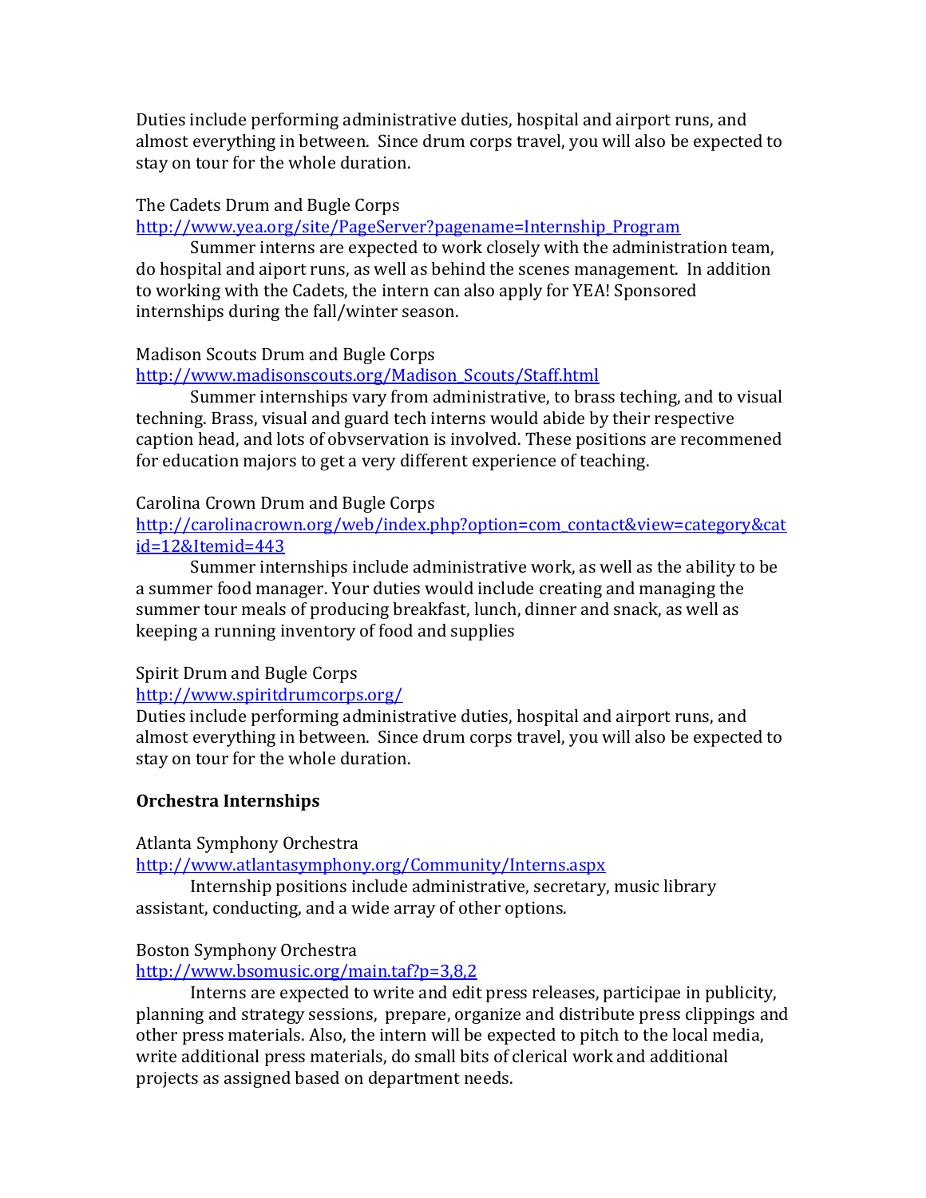Duties include performing administrative duties, hospital and airport runs, and almost everything in between. Since drum corps travel, you will also be expected to stay on tour for the whole duration.

The Cadets Drum and Bugle Corps
http://www.yea.org/site/PageServer?pagename=Internship_Program

Summer interns are expected to work closely with the administration team, do hospital and aiport runs, as well as behind the scenes management. In addition to working with the Cadets, the intern can also apply for YEA! Sponsored internships during the fall/winter season.

Madison Scouts Drum and Bugle Corps
http://www.madisonscouts.org/Madison_Scouts/Staff.html

Summer internships vary from administrative, to brass teching, and to visual techning. Brass, visual and guard tech interns would abide by their respective caption head, and lots of obvservation is involved. These positions are recommened for education majors to get a very different experience of teaching.

Carolina Crown Drum and Bugle Corps
http://carolinacrown.org/web/index.php?option=com_contact&view=category&catid=12&Itemid=443

Summer internships include administrative work, as well as the ability to be a summer food manager. Your duties would include creating and managing the summer tour meals of producing breakfast, lunch, dinner and snack, as well as keeping a running inventory of food and supplies

Spirit Drum and Bugle Corps
http://www.spiritdrumcorps.org/
Duties include performing administrative duties, hospital and airport runs, and almost everything in between. Since drum corps travel, you will also be expected to stay on tour for the whole duration.

**Orchestra Internships**

Atlanta Symphony Orchestra
http://www.atlantasymphony.org/Community/Interns.aspx

Internship positions include administrative, secretary, music library assistant, conducting, and a wide array of other options.

Boston Symphony Orchestra
http://www.bsomusic.org/main.taf?p=3,8,2

Interns are expected to write and edit press releases, participae in publicity, planning and strategy sessions, prepare, organize and distribute press clippings and other press materials. Also, the intern will be expected to pitch to the local media, write additional press materials, do small bits of clerical work and additional projects as assigned based on department needs.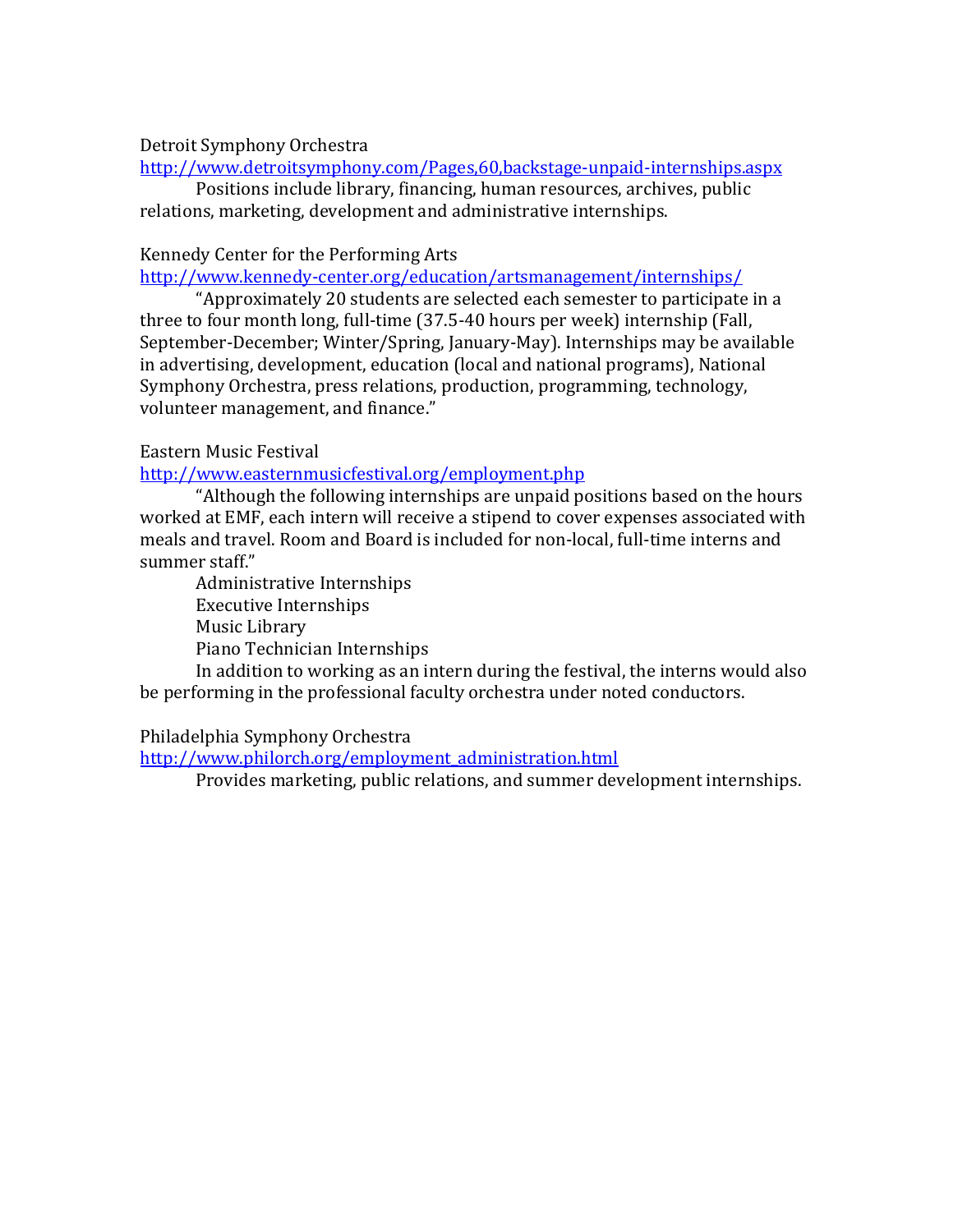Detroit Symphony Orchestra

http://www.detroitsymphony.com/Pages,60,backstage-unpaid-internships.aspx

Positions include library, financing, human resources, archives, public relations, marketing, development and administrative internships.

Kennedy Center for the Performing Arts

http://www.kennedy-center.org/education/artsmanagement/internships/

"Approximately 20 students are selected each semester to participate in a three to four month long, full-time (37.5-40 hours per week) internship (Fall, September-December; Winter/Spring, January-May). Internships may be available in advertising, development, education (local and national programs), National Symphony Orchestra, press relations, production, programming, technology, volunteer management, and finance."

Eastern Music Festival

http://www.easternmusicfestival.org/employment.php

"Although the following internships are unpaid positions based on the hours worked at EMF, each intern will receive a stipend to cover expenses associated with meals and travel. Room and Board is included for non-local, full-time interns and summer staff."

Administrative Internships

Executive Internships

Music Library

Piano Technician Internships

In addition to working as an intern during the festival, the interns would also be performing in the professional faculty orchestra under noted conductors.

Philadelphia Symphony Orchestra

http://www.philorch.org/employment_administration.html

Provides marketing, public relations, and summer development internships.